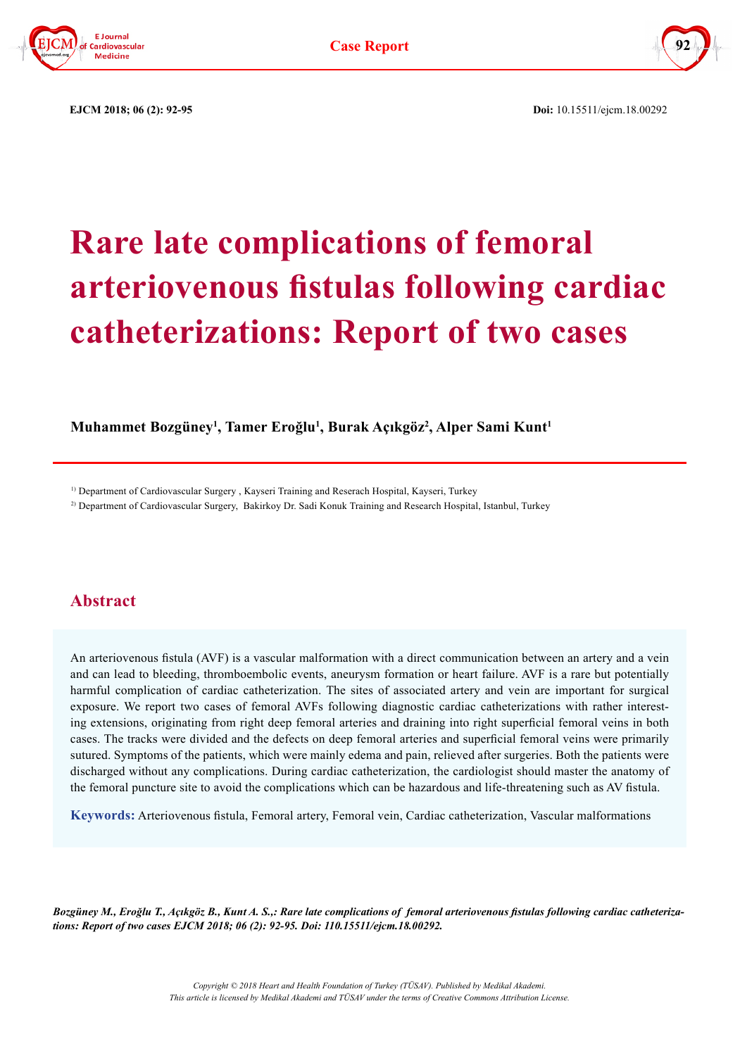Case Report

EJCM 2018; 06 (2): 92-95

**Doi:** 10.15511/ejcm.18.00292

# Rare late complications of femoral arteriovenous fistulas following cardiac catheterizations: Report of two cases

**Muhammet Bozgüney[1], Tamer Eroğlu[1], Burak Açıkgöz[2], Alper Sami Kunt[1]**

[1] Department of Cardiovascular Surgery , Kayseri Training and Reserach Hospital, Kayseri, Turkey

[2] Department of Cardiovascular Surgery, Bakirkoy Dr. Sadi Konuk Training and Research Hospital, Istanbul, Turkey

## Abstract

An arteriovenous fistula (AVF) is a vascular malformation with a direct communication between an artery and a vein and can lead to bleeding, thromboembolic events, aneurysm formation or heart failure. AVF is a rare but potentially harmful complication of cardiac catheterization. The sites of associated artery and vein are important for surgical exposure. We report two cases of femoral AVFs following diagnostic cardiac catheterizations with rather interesting extensions, originating from right deep femoral arteries and draining into right superficial femoral veins in both cases. The tracks were divided and the defects on deep femoral arteries and superficial femoral veins were primarily sutured. Symptoms of the patients, which were mainly edema and pain, relieved after surgeries. Both the patients were discharged without any complications. During cardiac catheterization, the cardiologist should master the anatomy of the femoral puncture site to avoid the complications which can be hazardous and life-threatening such as AV fistula.

**Keywords:** Arteriovenous fistula, Femoral artery, Femoral vein, Cardiac catheterization, Vascular malformations

*Bozgüney M., Eroğlu T., Açıkgöz B., Kunt A. S.,: Rare late complications of femoral arteriovenous fistulas following cardiac catheterizations: Report of two cases EJCM 2018; 06 (2): 92-95. Doi: 110.15511/ejcm.18.00292.*

*Copyright © 2018 Heart and Health Foundation of Turkey (TÜSAV). Published by Medikal Akademi.*
*This article is licensed by Medikal Akademi and TÜSAV under the terms of Creative Commons Attribution License.*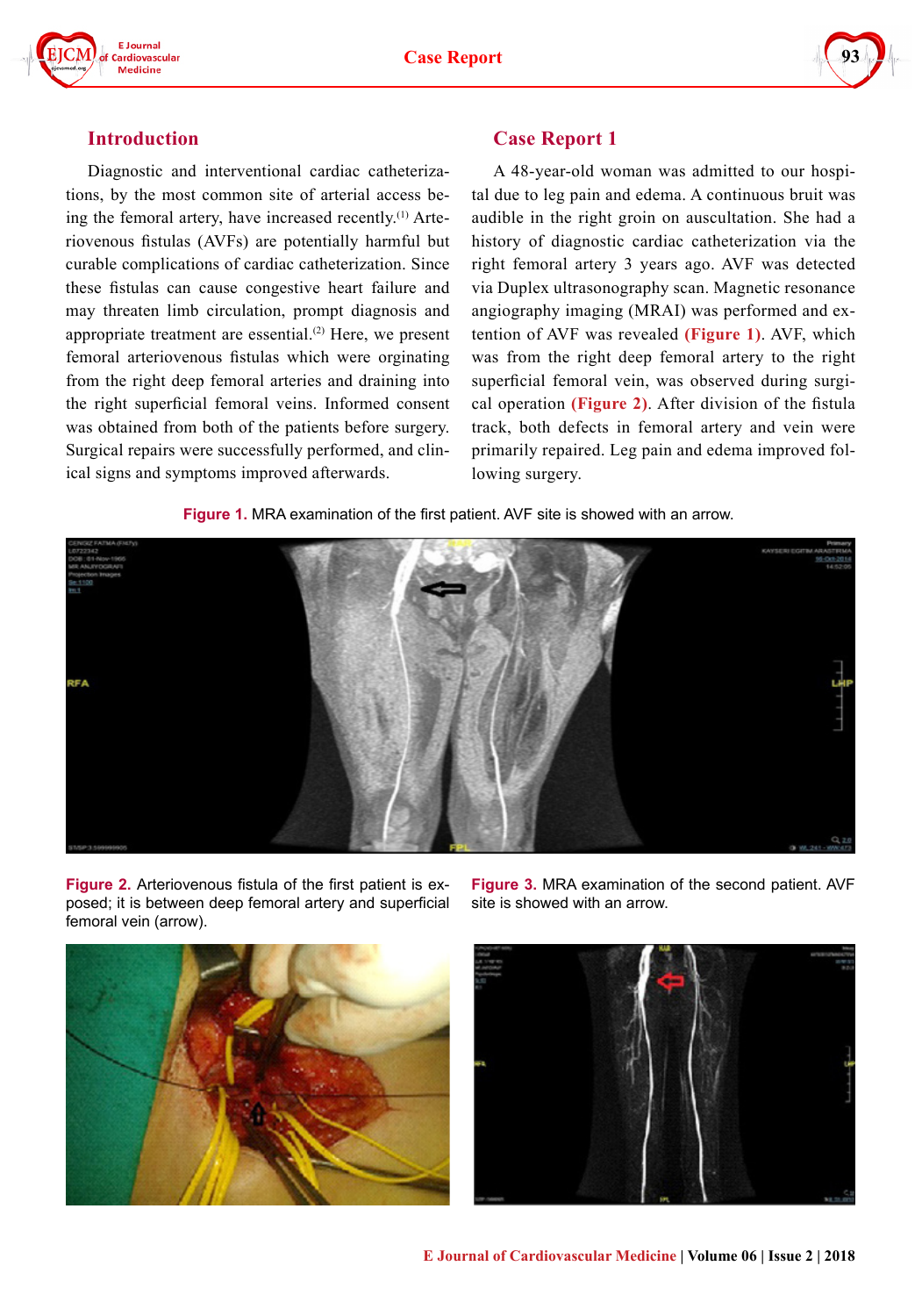## Introduction

Diagnostic and interventional cardiac catheterizations, by the most common site of arterial access being the femoral artery, have increased recently.[1] Arteriovenous fistulas (AVFs) are potentially harmful but curable complications of cardiac catheterization. Since these fistulas can cause congestive heart failure and may threaten limb circulation, prompt diagnosis and appropriate treatment are essential.[2] Here, we present femoral arteriovenous fistulas which were orginating from the right deep femoral arteries and draining into the right superficial femoral veins. Informed consent was obtained from both of the patients before surgery. Surgical repairs were successfully performed, and clinical signs and symptoms improved afterwards.

## Case Report 1

A 48-year-old woman was admitted to our hospital due to leg pain and edema. A continuous bruit was audible in the right groin on auscultation. She had a history of diagnostic cardiac catheterization via the right femoral artery 3 years ago. AVF was detected via Duplex ultrasonography scan. Magnetic resonance angiography imaging (MRAI) was performed and extention of AVF was revealed **(Figure 1)**. AVF, which was from the right deep femoral artery to the right superficial femoral vein, was observed during surgical operation **(Figure 2)**. After division of the fistula track, both defects in femoral artery and vein were primarily repaired. Leg pain and edema improved following surgery.

**Figure 1.** MRA examination of the first patient. AVF site is showed with an arrow.

**Figure 2.** Arteriovenous fistula of the first patient is exposed; it is between deep femoral artery and superficial femoral vein (arrow).

**Figure 3.** MRA examination of the second patient. AVF site is showed with an arrow.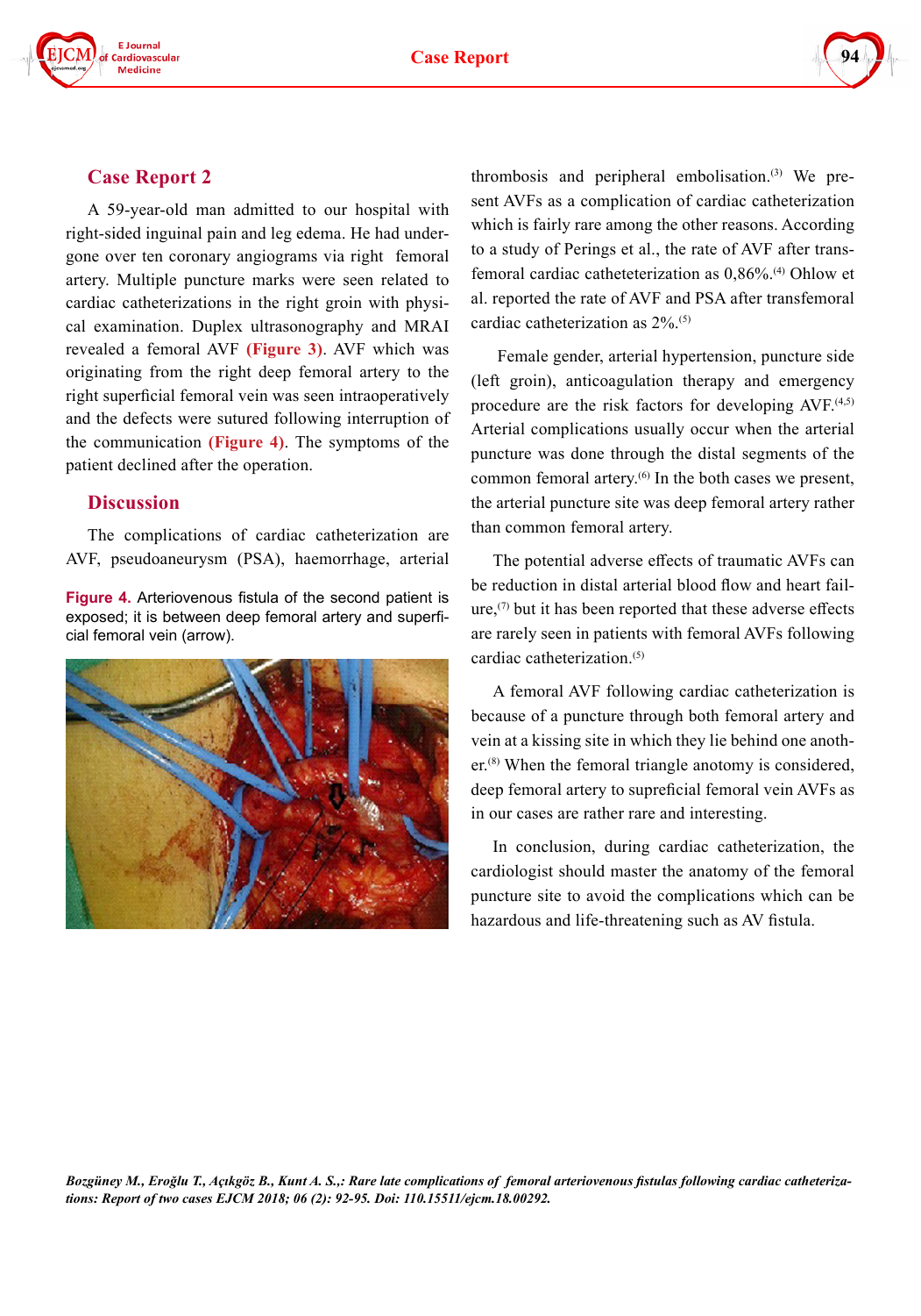## Case Report 2

A 59-year-old man admitted to our hospital with right-sided inguinal pain and leg edema. He had undergone over ten coronary angiograms via right femoral artery. Multiple puncture marks were seen related to cardiac catheterizations in the right groin with physical examination. Duplex ultrasonography and MRAI revealed a femoral AVF **(Figure 3)**. AVF which was originating from the right deep femoral artery to the right superficial femoral vein was seen intraoperatively and the defects were sutured following interruption of the communication **(Figure 4)**. The symptoms of the patient declined after the operation.

## Discussion

The complications of cardiac catheterization are AVF, pseudoaneurysm (PSA), haemorrhage, arterial thrombosis and peripheral embolisation.[3] We present AVFs as a complication of cardiac catheterization which is fairly rare among the other reasons. According to a study of Perings et al., the rate of AVF after transfemoral cardiac catheteterization as 0,86%.[4] Ohlow et al. reported the rate of AVF and PSA after transfemoral cardiac catheterization as 2%.[5]

Female gender, arterial hypertension, puncture side (left groin), anticoagulation therapy and emergency procedure are the risk factors for developing AVF.[4,5] Arterial complications usually occur when the arterial puncture was done through the distal segments of the common femoral artery.[6] In the both cases we present, the arterial puncture site was deep femoral artery rather than common femoral artery.

The potential adverse effects of traumatic AVFs can be reduction in distal arterial blood flow and heart failure,[7] but it has been reported that these adverse effects are rarely seen in patients with femoral AVFs following cardiac catheterization.[5]

A femoral AVF following cardiac catheterization is because of a puncture through both femoral artery and vein at a kissing site in which they lie behind one another.[8] When the femoral triangle anotomy is considered, deep femoral artery to supreficial femoral vein AVFs as in our cases are rather rare and interesting.

In conclusion, during cardiac catheterization, the cardiologist should master the anatomy of the femoral puncture site to avoid the complications which can be hazardous and life-threatening such as AV fistula.

**Figure 4.** Arteriovenous fistula of the second patient is exposed; it is between deep femoral artery and superficial femoral vein (arrow).

*Bozgüney M., Eroğlu T., Açıkgöz B., Kunt A. S.,: Rare late complications of femoral arteriovenous fistulas following cardiac catheterizations: Report of two cases EJCM 2018; 06 (2): 92-95. Doi: 110.15511/ejcm.18.00292.*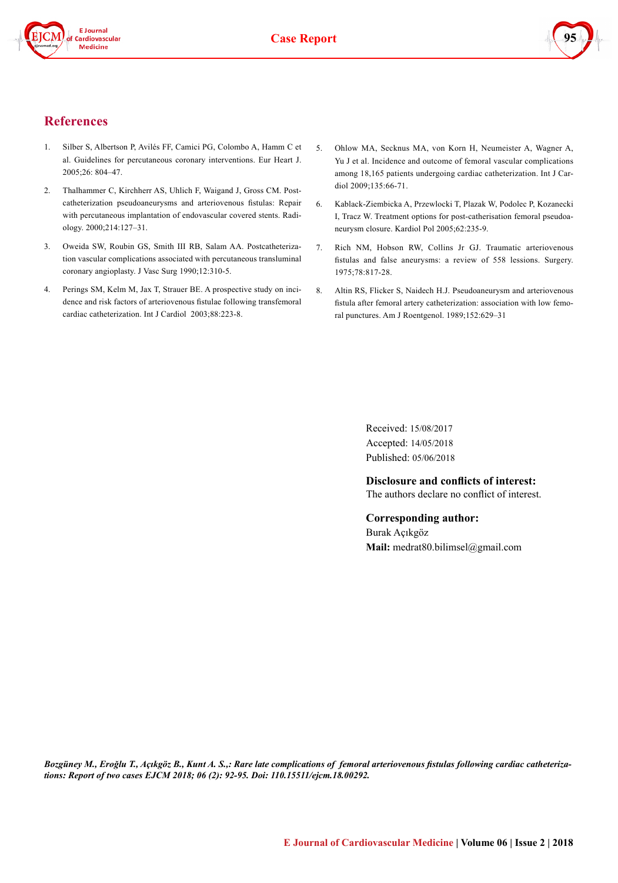## References

1. Silber S, Albertson P, Avilés FF, Camici PG, Colombo A, Hamm C et al. Guidelines for percutaneous coronary interventions. Eur Heart J. 2005;26: 804–47.
2. Thalhammer C, Kirchherr AS, Uhlich F, Waigand J, Gross CM. Post-catheterization pseudoaneurysms and arteriovenous fistulas: Repair with percutaneous implantation of endovascular covered stents. Radiology. 2000;214:127–31.
3. Oweida SW, Roubin GS, Smith III RB, Salam AA. Postcatheterization vascular complications associated with percutaneous transluminal coronary angioplasty. J Vasc Surg 1990;12:310-5.
4. Perings SM, Kelm M, Jax T, Strauer BE. A prospective study on incidence and risk factors of arteriovenous fistulae following transfemoral cardiac catheterization. Int J Cardiol 2003;88:223-8.
5. Ohlow MA, Secknus MA, von Korn H, Neumeister A, Wagner A, Yu J et al. Incidence and outcome of femoral vascular complications among 18,165 patients undergoing cardiac catheterization. Int J Cardiol 2009;135:66-71.
6. Kablack-Ziembicka A, Przewlocki T, Plazak W, Podolec P, Kozanecki I, Tracz W. Treatment options for post-catherisation femoral pseudoaneurysm closure. Kardiol Pol 2005;62:235-9.
7. Rich NM, Hobson RW, Collins Jr GJ. Traumatic arteriovenous fistulas and false aneurysms: a review of 558 lessions. Surgery. 1975;78:817-28.
8. Altin RS, Flicker S, Naidech H.J. Pseudoaneurysm and arteriovenous fistula after femoral artery catheterization: association with low femoral punctures. Am J Roentgenol. 1989;152:629–31

Received: 15/08/2017
Accepted: 14/05/2018
Published: 05/06/2018

**Disclosure and conflicts of interest:**
The authors declare no conflict of interest.

**Corresponding author:**
Burak Açıkgöz
**Mail:** medrat80.bilimsel@gmail.com

***Bozgüney M., Eroğlu T., Açıkgöz B., Kunt A. S.,: Rare late complications of femoral arteriovenous fistulas following cardiac catheterizations: Report of two cases EJCM 2018; 06 (2): 92-95. Doi: 110.15511/ejcm.18.00292.***